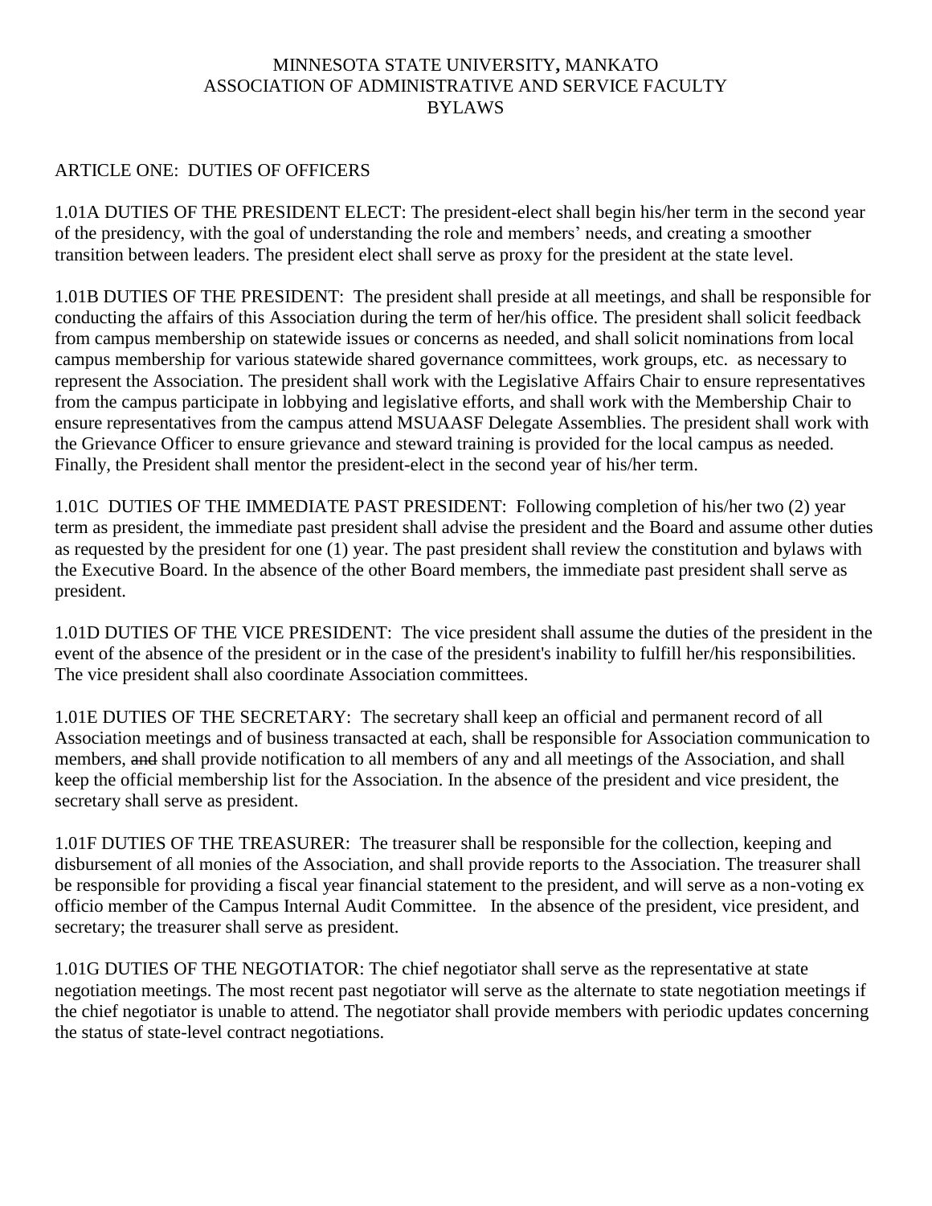# MINNESOTA STATE UNIVERSITY, MANKATO
# ASSOCIATION OF ADMINISTRATIVE AND SERVICE FACULTY
# BYLAWS

## ARTICLE ONE: DUTIES OF OFFICERS

1.01A DUTIES OF THE PRESIDENT ELECT: The president-elect shall begin his/her term in the second year of the presidency, with the goal of understanding the role and members' needs, and creating a smoother transition between leaders. The president elect shall serve as proxy for the president at the state level.

1.01B DUTIES OF THE PRESIDENT: The president shall preside at all meetings, and shall be responsible for conducting the affairs of this Association during the term of her/his office. The president shall solicit feedback from campus membership on statewide issues or concerns as needed, and shall solicit nominations from local campus membership for various statewide shared governance committees, work groups, etc. as necessary to represent the Association. The president shall work with the Legislative Affairs Chair to ensure representatives from the campus participate in lobbying and legislative efforts, and shall work with the Membership Chair to ensure representatives from the campus attend MSUAASF Delegate Assemblies. The president shall work with the Grievance Officer to ensure grievance and steward training is provided for the local campus as needed. Finally, the President shall mentor the president-elect in the second year of his/her term.

1.01C DUTIES OF THE IMMEDIATE PAST PRESIDENT: Following completion of his/her two (2) year term as president, the immediate past president shall advise the president and the Board and assume other duties as requested by the president for one (1) year. The past president shall review the constitution and bylaws with the Executive Board. In the absence of the other Board members, the immediate past president shall serve as president.

1.01D DUTIES OF THE VICE PRESIDENT: The vice president shall assume the duties of the president in the event of the absence of the president or in the case of the president's inability to fulfill her/his responsibilities. The vice president shall also coordinate Association committees.

1.01E DUTIES OF THE SECRETARY: The secretary shall keep an official and permanent record of all Association meetings and of business transacted at each, shall be responsible for Association communication to members, ~~and~~ shall provide notification to all members of any and all meetings of the Association, and shall keep the official membership list for the Association. In the absence of the president and vice president, the secretary shall serve as president.

1.01F DUTIES OF THE TREASURER: The treasurer shall be responsible for the collection, keeping and disbursement of all monies of the Association, and shall provide reports to the Association. The treasurer shall be responsible for providing a fiscal year financial statement to the president, and will serve as a non-voting ex officio member of the Campus Internal Audit Committee. In the absence of the president, vice president, and secretary; the treasurer shall serve as president.

1.01G DUTIES OF THE NEGOTIATOR: The chief negotiator shall serve as the representative at state negotiation meetings. The most recent past negotiator will serve as the alternate to state negotiation meetings if the chief negotiator is unable to attend. The negotiator shall provide members with periodic updates concerning the status of state-level contract negotiations.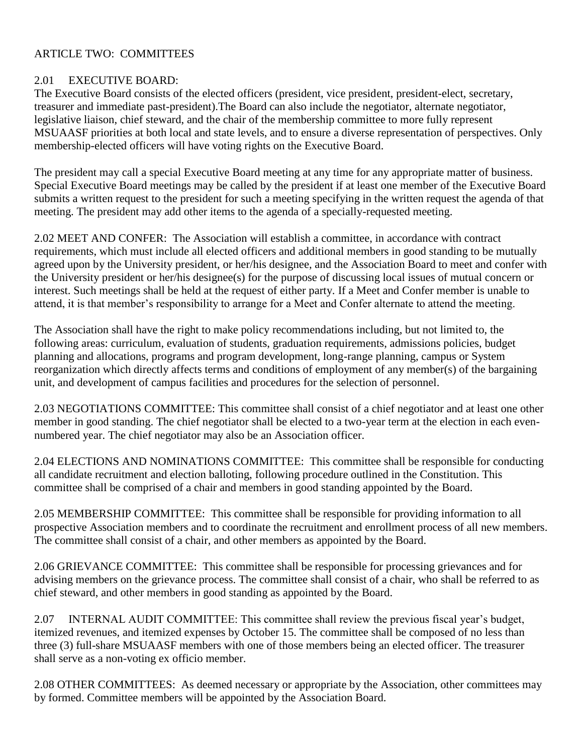## ARTICLE TWO: COMMITTEES

**2.01 EXECUTIVE BOARD:**
The Executive Board consists of the elected officers (president, vice president, president-elect, secretary, treasurer and immediate past-president).The Board can also include the negotiator, alternate negotiator, legislative liaison, chief steward, and the chair of the membership committee to more fully represent MSUAASF priorities at both local and state levels, and to ensure a diverse representation of perspectives. Only membership-elected officers will have voting rights on the Executive Board.

The president may call a special Executive Board meeting at any time for any appropriate matter of business. Special Executive Board meetings may be called by the president if at least one member of the Executive Board submits a written request to the president for such a meeting specifying in the written request the agenda of that meeting. The president may add other items to the agenda of a specially-requested meeting.

**2.02 MEET AND CONFER:** The Association will establish a committee, in accordance with contract requirements, which must include all elected officers and additional members in good standing to be mutually agreed upon by the University president, or her/his designee, and the Association Board to meet and confer with the University president or her/his designee(s) for the purpose of discussing local issues of mutual concern or interest. Such meetings shall be held at the request of either party. If a Meet and Confer member is unable to attend, it is that member's responsibility to arrange for a Meet and Confer alternate to attend the meeting.

The Association shall have the right to make policy recommendations including, but not limited to, the following areas: curriculum, evaluation of students, graduation requirements, admissions policies, budget planning and allocations, programs and program development, long-range planning, campus or System reorganization which directly affects terms and conditions of employment of any member(s) of the bargaining unit, and development of campus facilities and procedures for the selection of personnel.

**2.03 NEGOTIATIONS COMMITTEE:** This committee shall consist of a chief negotiator and at least one other member in good standing. The chief negotiator shall be elected to a two-year term at the election in each even-numbered year. The chief negotiator may also be an Association officer.

**2.04 ELECTIONS AND NOMINATIONS COMMITTEE:** This committee shall be responsible for conducting all candidate recruitment and election balloting, following procedure outlined in the Constitution. This committee shall be comprised of a chair and members in good standing appointed by the Board.

**2.05 MEMBERSHIP COMMITTEE:** This committee shall be responsible for providing information to all prospective Association members and to coordinate the recruitment and enrollment process of all new members. The committee shall consist of a chair, and other members as appointed by the Board.

**2.06 GRIEVANCE COMMITTEE:** This committee shall be responsible for processing grievances and for advising members on the grievance process. The committee shall consist of a chair, who shall be referred to as chief steward, and other members in good standing as appointed by the Board.

**2.07 INTERNAL AUDIT COMMITTEE:** This committee shall review the previous fiscal year's budget, itemized revenues, and itemized expenses by October 15. The committee shall be composed of no less than three (3) full-share MSUAASF members with one of those members being an elected officer. The treasurer shall serve as a non-voting ex officio member.

**2.08 OTHER COMMITTEES:** As deemed necessary or appropriate by the Association, other committees may by formed. Committee members will be appointed by the Association Board.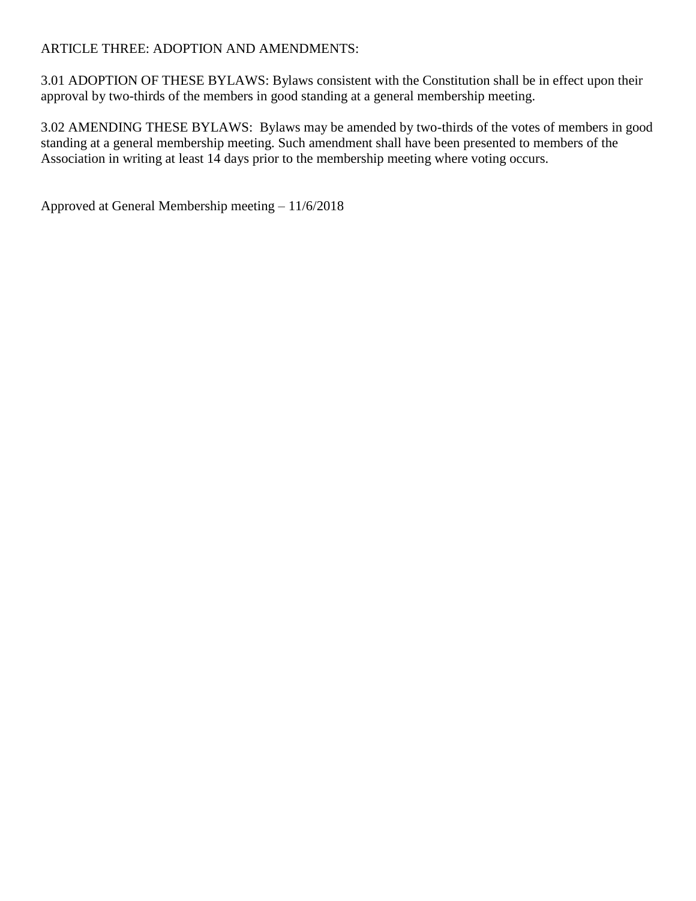ARTICLE THREE: ADOPTION AND AMENDMENTS:

3.01 ADOPTION OF THESE BYLAWS: Bylaws consistent with the Constitution shall be in effect upon their approval by two-thirds of the members in good standing at a general membership meeting.

3.02 AMENDING THESE BYLAWS: Bylaws may be amended by two-thirds of the votes of members in good standing at a general membership meeting. Such amendment shall have been presented to members of the Association in writing at least 14 days prior to the membership meeting where voting occurs.

Approved at General Membership meeting – 11/6/2018